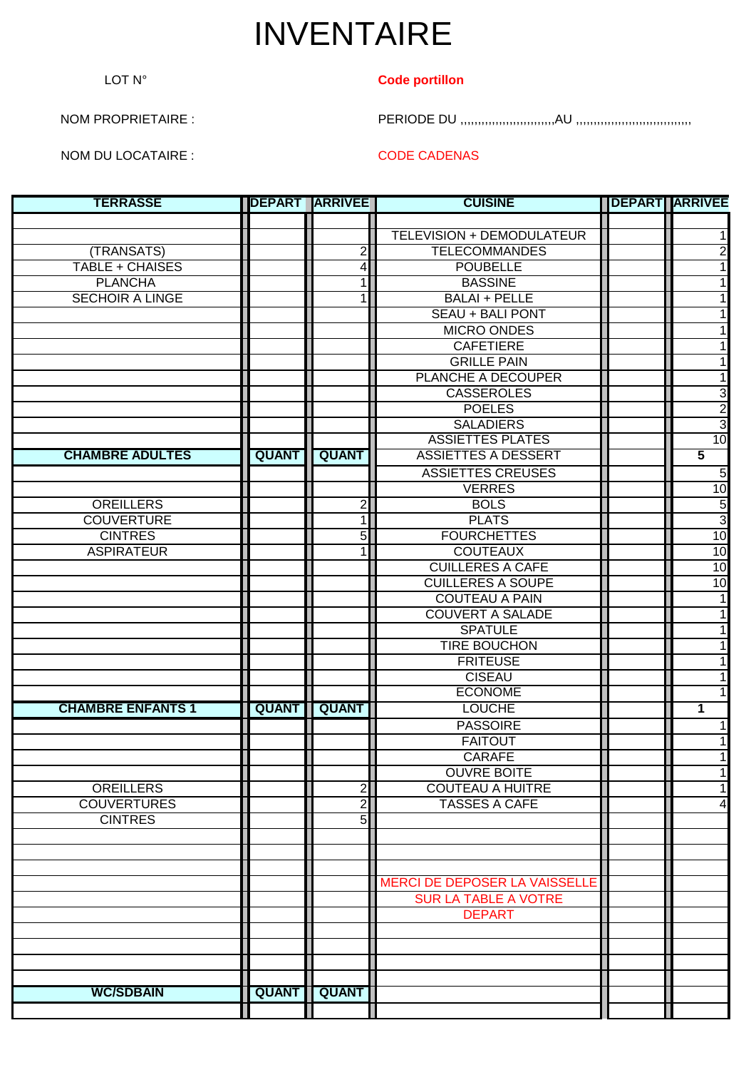# INVENTAIRE

LOT N°

**Code portillon**

NOM PROPRIETAIRE :

PERIODE DU ,,,,,,,,,,,,,,,,,,,,,,,,,,,,,,AU ,,,,,,,,,,,,,,,,,,,,,,,,,,,,,,,,,,,,

NOM DU LOCATAIRE :

CODE CADENAS

| TERRASSE | DEPART | ARRIVEE | CUISINE | DEPART | ARRIVEE |
|---|---|---|---|---|---|
| | | | | | |
| | | | TELEVISION + DEMODULATEUR | | 1 |
| (TRANSATS) | | 2 | TELECOMMANDES | | 2 |
| TABLE + CHAISES | | 4 | POUBELLE | | 1 |
| PLANCHA | | 1 | BASSINE | | 1 |
| SECHOIR A LINGE | | 1 | BALAI + PELLE | | 1 |
| | | | SEAU + BALI PONT | | 1 |
| | | | MICRO ONDES | | 1 |
| | | | CAFETIERE | | 1 |
| | | | GRILLE PAIN | | 1 |
| | | | PLANCHE A DECOUPER | | 1 |
| | | | CASSEROLES | | 3 |
| | | | POELES | | 2 |
| | | | SALADIERS | | 3 |
| | | | ASSIETTES PLATES | | 10 |
| **CHAMBRE ADULTES** | **QUANT** | **QUANT** | ASSIETTES A DESSERT | | **5** |
| | | | ASSIETTES CREUSES | | 5 |
| | | | VERRES | | 10 |
| OREILLERS | | 2 | BOLS | | 5 |
| COUVERTURE | | 1 | PLATS | | 3 |
| CINTRES | | 5 | FOURCHETTES | | 10 |
| ASPIRATEUR | | 1 | COUTEAUX | | 10 |
| | | | CUILLERES A CAFE | | 10 |
| | | | CUILLERES A SOUPE | | 10 |
| | | | COUTEAU A PAIN | | 1 |
| | | | COUVERT A SALADE | | 1 |
| | | | SPATULE | | 1 |
| | | | TIRE BOUCHON | | 1 |
| | | | FRITEUSE | | 1 |
| | | | CISEAU | | 1 |
| | | | ECONOME | | 1 |
| **CHAMBRE ENFANTS 1** | **QUANT** | **QUANT** | LOUCHE | | **1** |
| | | | PASSOIRE | | 1 |
| | | | FAITOUT | | 1 |
| | | | CARAFE | | 1 |
| | | | OUVRE BOITE | | 1 |
| OREILLERS | | 2 | COUTEAU A HUITRE | | 1 |
| COUVERTURES | | 2 | TASSES A CAFE | | 4 |
| CINTRES | | 5 | | | |
| | | | | | |
| | | | | | |
| | | | | | |
| | | | MERCI DE DEPOSER LA VAISSELLE | | |
| | | | SUR LA TABLE A VOTRE | | |
| | | | DEPART | | |
| | | | | | |
| | | | | | |
| | | | | | |
| | | | | | |
| **WC/SDBAIN** | **QUANT** | **QUANT** | | | |
| | | | | | |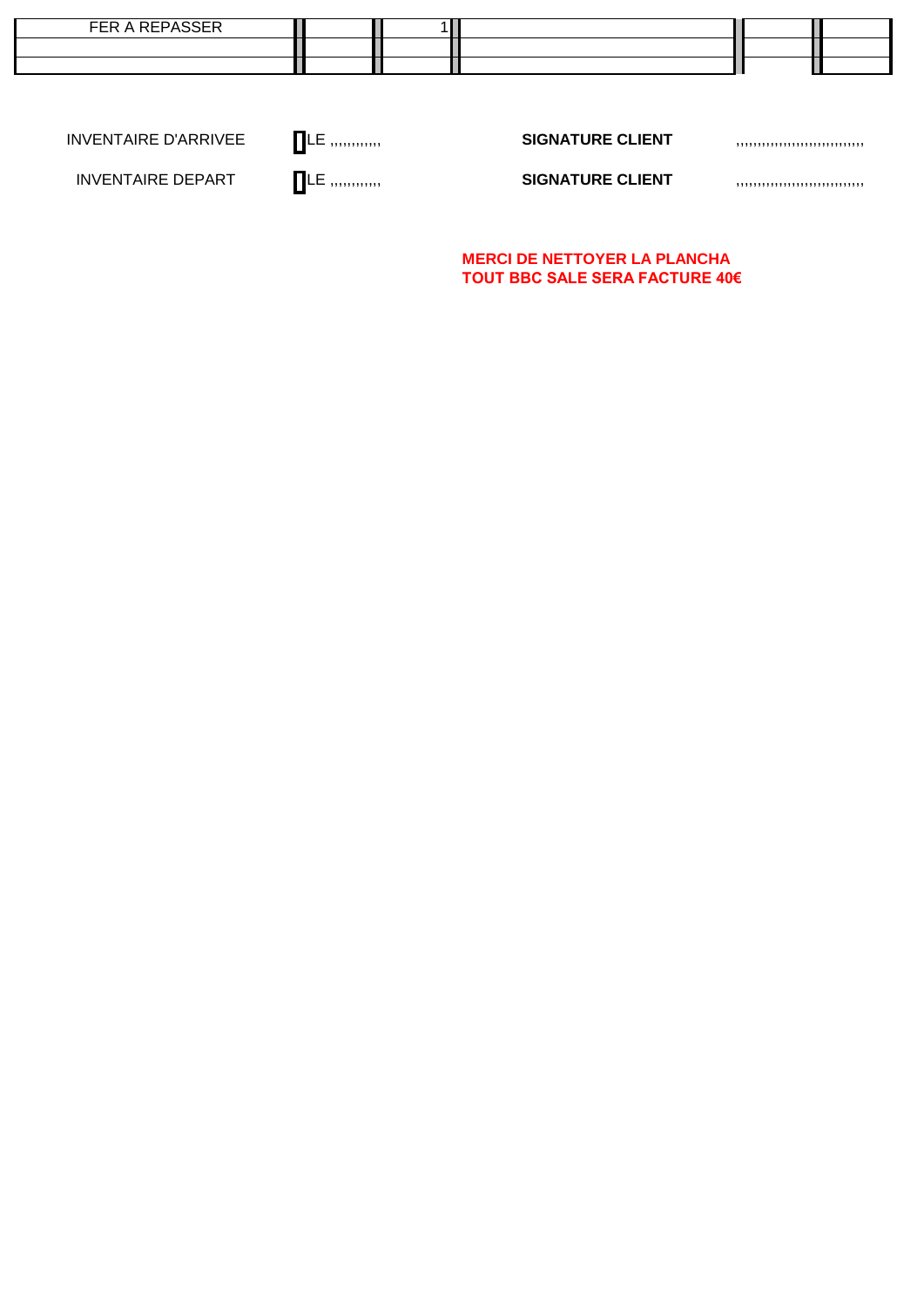| | | | | | |
|---|---|---|---|---|---|
| FER A REPASSER | | 1 | | | |
| | | | | | |
| | | | | | |

INVENTAIRE D'ARRIVEE LE ,,,,,,,,,,,, **SIGNATURE CLIENT** ,,,,,,,,,,,,,,,,,,,,,,,,,,,,,,,

INVENTAIRE DEPART LE ,,,,,,,,,,,, **SIGNATURE CLIENT** ,,,,,,,,,,,,,,,,,,,,,,,,,,,,,,,

**MERCI DE NETTOYER LA PLANCHA**
**TOUT BBC SALE SERA FACTURE 40€**